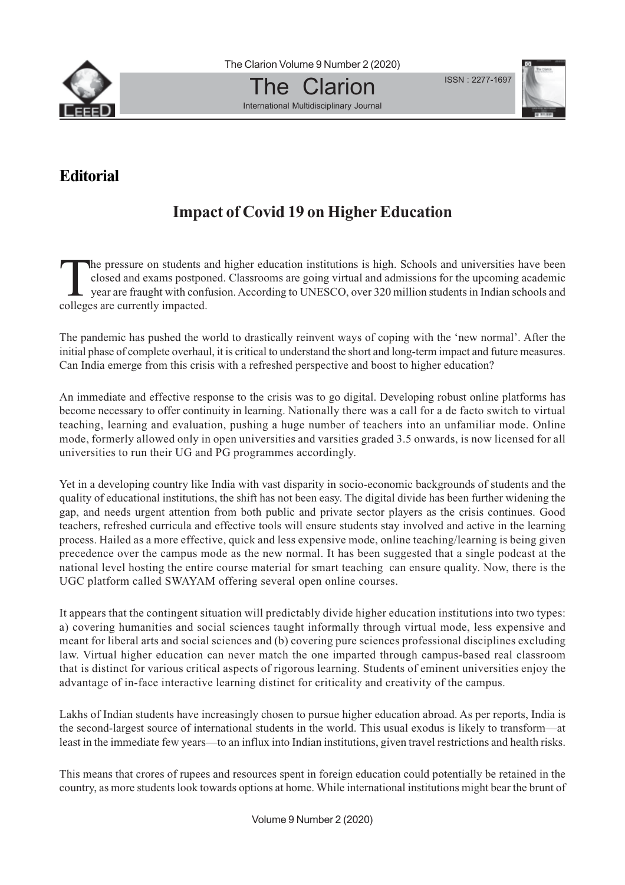## Editorial

# Impact of Covid 19 on Higher Education

The pressure on students and higher education institutions is high. Schools and universities have been closed and exams postponed. Classrooms are going virtual and admissions for the upcoming academic year are fraught with confusion. According to UNESCO, over 320 million students in Indian schools and colleges are currently impacted.

The pandemic has pushed the world to drastically reinvent ways of coping with the 'new normal'. After the initial phase of complete overhaul, it is critical to understand the short and long-term impact and future measures. Can India emerge from this crisis with a refreshed perspective and boost to higher education?

An immediate and effective response to the crisis was to go digital. Developing robust online platforms has become necessary to offer continuity in learning. Nationally there was a call for a de facto switch to virtual teaching, learning and evaluation, pushing a huge number of teachers into an unfamiliar mode. Online mode, formerly allowed only in open universities and varsities graded 3.5 onwards, is now licensed for all universities to run their UG and PG programmes accordingly.

Yet in a developing country like India with vast disparity in socio-economic backgrounds of students and the quality of educational institutions, the shift has not been easy. The digital divide has been further widening the gap, and needs urgent attention from both public and private sector players as the crisis continues. Good teachers, refreshed curricula and effective tools will ensure students stay involved and active in the learning process. Hailed as a more effective, quick and less expensive mode, online teaching/learning is being given precedence over the campus mode as the new normal. It has been suggested that a single podcast at the national level hosting the entire course material for smart teaching can ensure quality. Now, there is the UGC platform called SWAYAM offering several open online courses.

It appears that the contingent situation will predictably divide higher education institutions into two types: a) covering humanities and social sciences taught informally through virtual mode, less expensive and meant for liberal arts and social sciences and (b) covering pure sciences professional disciplines excluding law. Virtual higher education can never match the one imparted through campus-based real classroom that is distinct for various critical aspects of rigorous learning. Students of eminent universities enjoy the advantage of in-face interactive learning distinct for criticality and creativity of the campus.

Lakhs of Indian students have increasingly chosen to pursue higher education abroad. As per reports, India is the second-largest source of international students in the world. This usual exodus is likely to transform—at least in the immediate few years—to an influx into Indian institutions, given travel restrictions and health risks.

This means that crores of rupees and resources spent in foreign education could potentially be retained in the country, as more students look towards options at home. While international institutions might bear the brunt of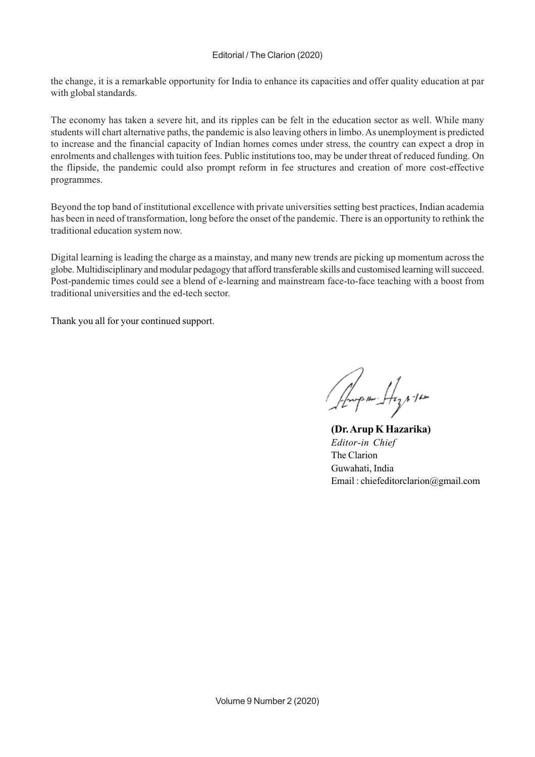the change, it is a remarkable opportunity for India to enhance its capacities and offer quality education at par with global standards.

The economy has taken a severe hit, and its ripples can be felt in the education sector as well. While many students will chart alternative paths, the pandemic is also leaving others in limbo. As unemployment is predicted to increase and the financial capacity of Indian homes comes under stress, the country can expect a drop in enrolments and challenges with tuition fees. Public institutions too, may be under threat of reduced funding. On the flipside, the pandemic could also prompt reform in fee structures and creation of more cost-effective programmes.

Beyond the top band of institutional excellence with private universities setting best practices, Indian academia has been in need of transformation, long before the onset of the pandemic. There is an opportunity to rethink the traditional education system now.

Digital learning is leading the charge as a mainstay, and many new trends are picking up momentum across the globe. Multidisciplinary and modular pedagogy that afford transferable skills and customised learning will succeed. Post-pandemic times could see a blend of e-learning and mainstream face-to-face teaching with a boost from traditional universities and the ed-tech sector.

Thank you all for your continued support.

**(Dr. Arup K Hazarika)**
*Editor-in Chief*
The Clarion
Guwahati, India
Email : chiefeditorclarion@gmail.com